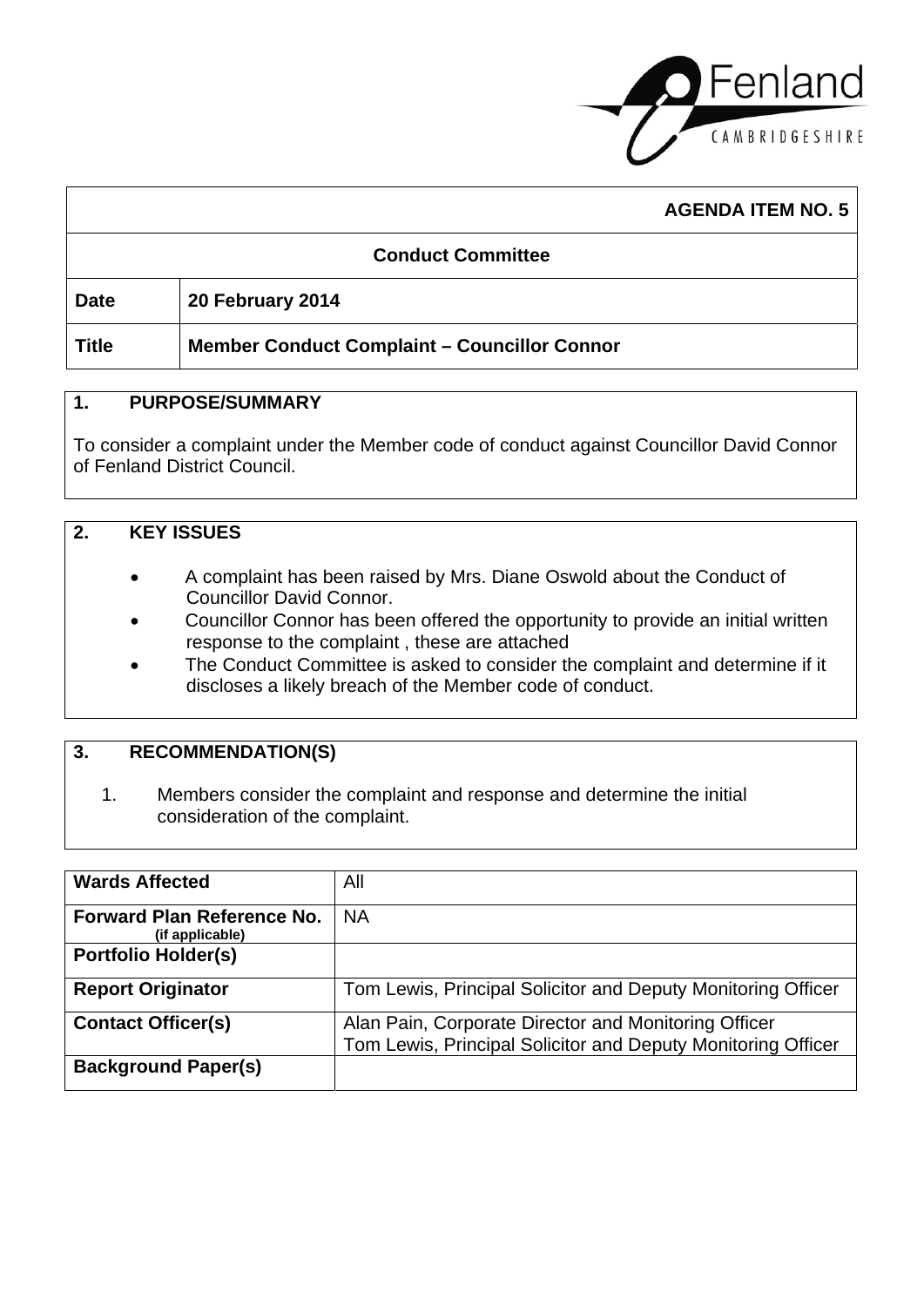**AGENDA ITEM NO. 5**

**Conduct Committee**

| | |
|---|---|
| **Date** | **20 February 2014** |
| **Title** | **Member Conduct Complaint – Councillor Connor** |

## 1. PURPOSE/SUMMARY

To consider a complaint under the Member code of conduct against Councillor David Connor of Fenland District Council.

## 2. KEY ISSUES

- A complaint has been raised by Mrs. Diane Oswold about the Conduct of Councillor David Connor.
- Councillor Connor has been offered the opportunity to provide an initial written response to the complaint , these are attached
- The Conduct Committee is asked to consider the complaint and determine if it discloses a likely breach of the Member code of conduct.

## 3. RECOMMENDATION(S)

1. Members consider the complaint and response and determine the initial consideration of the complaint.

| | |
|---|---|
| **Wards Affected** | All |
| **Forward Plan Reference No.** (if applicable) | NA |
| **Portfolio Holder(s)** | |
| **Report Originator** | Tom Lewis, Principal Solicitor and Deputy Monitoring Officer |
| **Contact Officer(s)** | Alan Pain, Corporate Director and Monitoring Officer<br>Tom Lewis, Principal Solicitor and Deputy Monitoring Officer |
| **Background Paper(s)** | |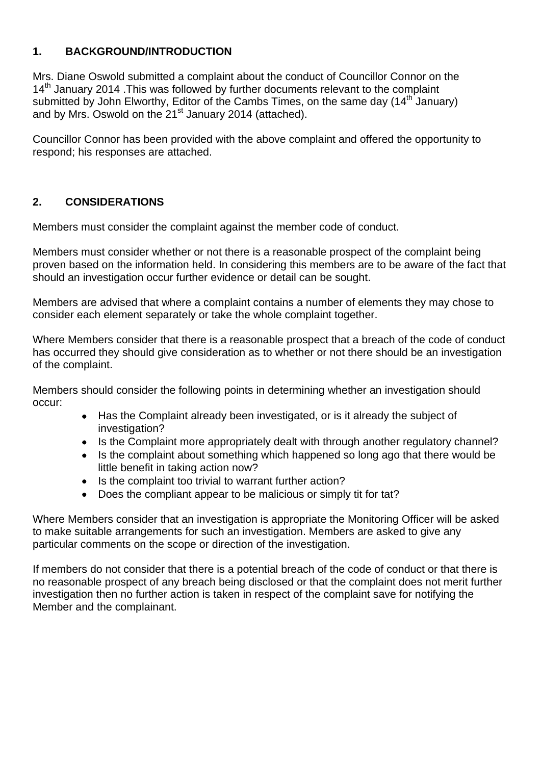## 1. BACKGROUND/INTRODUCTION

Mrs. Diane Oswold submitted a complaint about the conduct of Councillor Connor on the 14th January 2014 .This was followed by further documents relevant to the complaint submitted by John Elworthy, Editor of the Cambs Times, on the same day (14th January) and by Mrs. Oswold on the 21st January 2014 (attached).

Councillor Connor has been provided with the above complaint and offered the opportunity to respond; his responses are attached.

## 2. CONSIDERATIONS

Members must consider the complaint against the member code of conduct.

Members must consider whether or not there is a reasonable prospect of the complaint being proven based on the information held. In considering this members are to be aware of the fact that should an investigation occur further evidence or detail can be sought.

Members are advised that where a complaint contains a number of elements they may chose to consider each element separately or take the whole complaint together.

Where Members consider that there is a reasonable prospect that a breach of the code of conduct has occurred they should give consideration as to whether or not there should be an investigation of the complaint.

Members should consider the following points in determining whether an investigation should occur:

- Has the Complaint already been investigated, or is it already the subject of investigation?
- Is the Complaint more appropriately dealt with through another regulatory channel?
- Is the complaint about something which happened so long ago that there would be little benefit in taking action now?
- Is the complaint too trivial to warrant further action?
- Does the compliant appear to be malicious or simply tit for tat?

Where Members consider that an investigation is appropriate the Monitoring Officer will be asked to make suitable arrangements for such an investigation. Members are asked to give any particular comments on the scope or direction of the investigation.

If members do not consider that there is a potential breach of the code of conduct or that there is no reasonable prospect of any breach being disclosed or that the complaint does not merit further investigation then no further action is taken in respect of the complaint save for notifying the Member and the complainant.